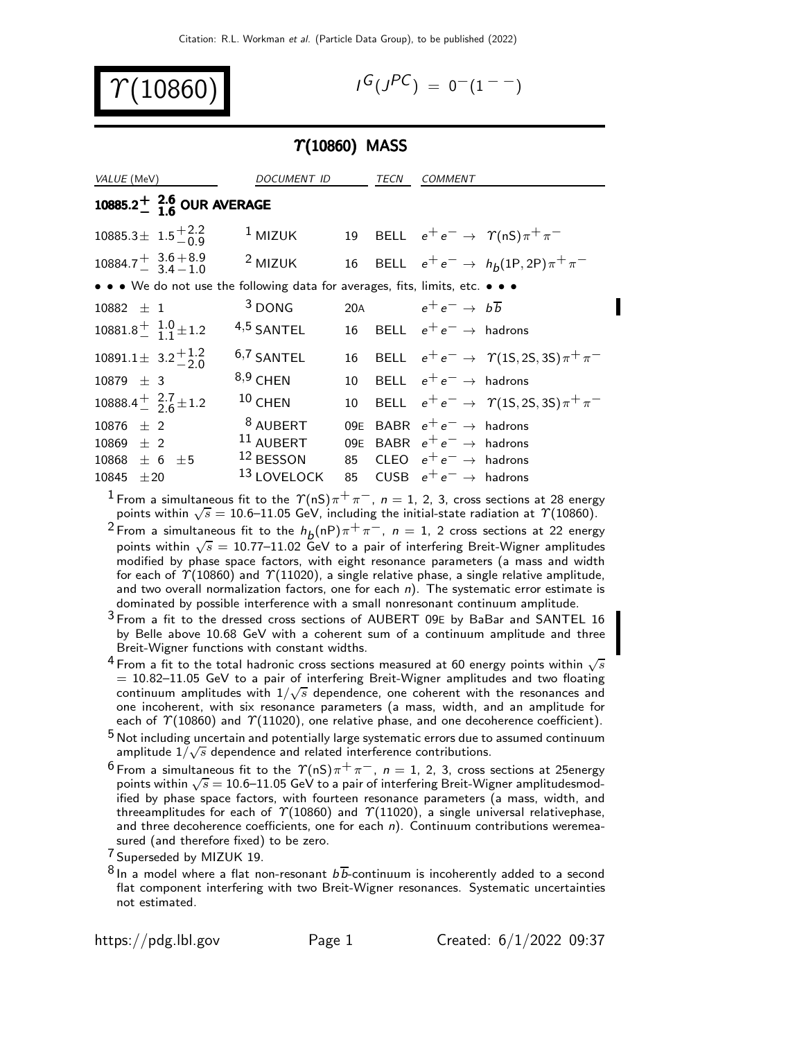Citation: R.L. Workman et al. (Particle Data Group), to be published (2022)

# $\Upsilon(10860)$

$I^G(J^{PC}) = 0^-(1^{--})$

## $\Upsilon(10860)$ MASS

| VALUE (MeV) | DOCUMENT ID | | TECN | COMMENT |
|---|---|---|---|---|
| **$10885.2^{+2.6}_{-1.6}$ OUR AVERAGE** | | | | |
| $10885.3 \pm 1.5^{+2.2}_{-0.9}$ | [1] MIZUK | 19 | BELL | $e^+e^- \to \Upsilon(nS)\pi^+\pi^-$ |
| $10884.7^{+3.6+8.9}_{-3.4-1.0}$ | [2] MIZUK | 16 | BELL | $e^+e^- \to h_b(1P,2P)\pi^+\pi^-$ |
| • • • We do not use the following data for averages, fits, limits, etc. • • • | | | | |
| $10882 \pm 1$ | [3] DONG | 20A | | $e^+e^- \to b\overline{b}$ |
| $10881.8^{+1.0}_{-1.1} \pm 1.2$ | [4,5] SANTEL | 16 | BELL | $e^+e^- \to$ hadrons |
| $10891.1 \pm 3.2^{+1.2}_{-2.0}$ | [6,7] SANTEL | 16 | BELL | $e^+e^- \to \Upsilon(1S,2S,3S)\pi^+\pi^-$ |
| $10879 \pm 3$ | [8,9] CHEN | 10 | BELL | $e^+e^- \to$ hadrons |
| $10888.4^{+2.7}_{-2.6} \pm 1.2$ | [10] CHEN | 10 | BELL | $e^+e^- \to \Upsilon(1S,2S,3S)\pi^+\pi^-$ |
| $10876 \pm 2$ | [8] AUBERT | 09E | BABR | $e^+e^- \to$ hadrons |
| $10869 \pm 2$ | [11] AUBERT | 09E | BABR | $e^+e^- \to$ hadrons |
| $10868 \pm 6 \pm 5$ | [12] BESSON | 85 | CLEO | $e^+e^- \to$ hadrons |
| $10845 \pm 20$ | [13] LOVELOCK | 85 | CUSB | $e^+e^- \to$ hadrons |

[1] From a simultaneous fit to the $\Upsilon(nS)\pi^+\pi^-$, $n$ = 1, 2, 3, cross sections at 28 energy points within $\sqrt{s}$ = 10.6–11.05 GeV, including the initial-state radiation at $\Upsilon(10860)$.

[2] From a simultaneous fit to the $h_b(nP)\pi^+\pi^-$, $n$ = 1, 2 cross sections at 22 energy points within $\sqrt{s}$ = 10.77–11.02 GeV to a pair of interfering Breit-Wigner amplitudes modified by phase space factors, with eight resonance parameters (a mass and width for each of $\Upsilon(10860)$ and $\Upsilon(11020)$, a single relative phase, a single relative amplitude, and two overall normalization factors, one for each $n$). The systematic error estimate is dominated by possible interference with a small nonresonant continuum amplitude.

[3] From a fit to the dressed cross sections of AUBERT 09E by BaBar and SANTEL 16 by Belle above 10.68 GeV with a coherent sum of a continuum amplitude and three Breit-Wigner functions with constant widths.

[4] From a fit to the total hadronic cross sections measured at 60 energy points within $\sqrt{s}$ = 10.82–11.05 GeV to a pair of interfering Breit-Wigner amplitudes and two floating continuum amplitudes with $1/\sqrt{s}$ dependence, one coherent with the resonances and one incoherent, with six resonance parameters (a mass, width, and an amplitude for each of $\Upsilon(10860)$ and $\Upsilon(11020)$, one relative phase, and one decoherence coefficient).

[5] Not including uncertain and potentially large systematic errors due to assumed continuum amplitude $1/\sqrt{s}$ dependence and related interference contributions.

[6] From a simultaneous fit to the $\Upsilon(nS)\pi^+\pi^-$, $n$ = 1, 2, 3, cross sections at 25energy points within $\sqrt{s}$ = 10.6–11.05 GeV to a pair of interfering Breit-Wigner amplitudesmodified by phase space factors, with fourteen resonance parameters (a mass, width, and threeamplitudes for each of $\Upsilon(10860)$ and $\Upsilon(11020)$, a single universal relativephase, and three decoherence coefficients, one for each $n$). Continuum contributions weremeasured (and therefore fixed) to be zero.

[7] Superseded by MIZUK 19.

[8] In a model where a flat non-resonant $b\overline{b}$-continuum is incoherently added to a second flat component interfering with two Breit-Wigner resonances. Systematic uncertainties not estimated.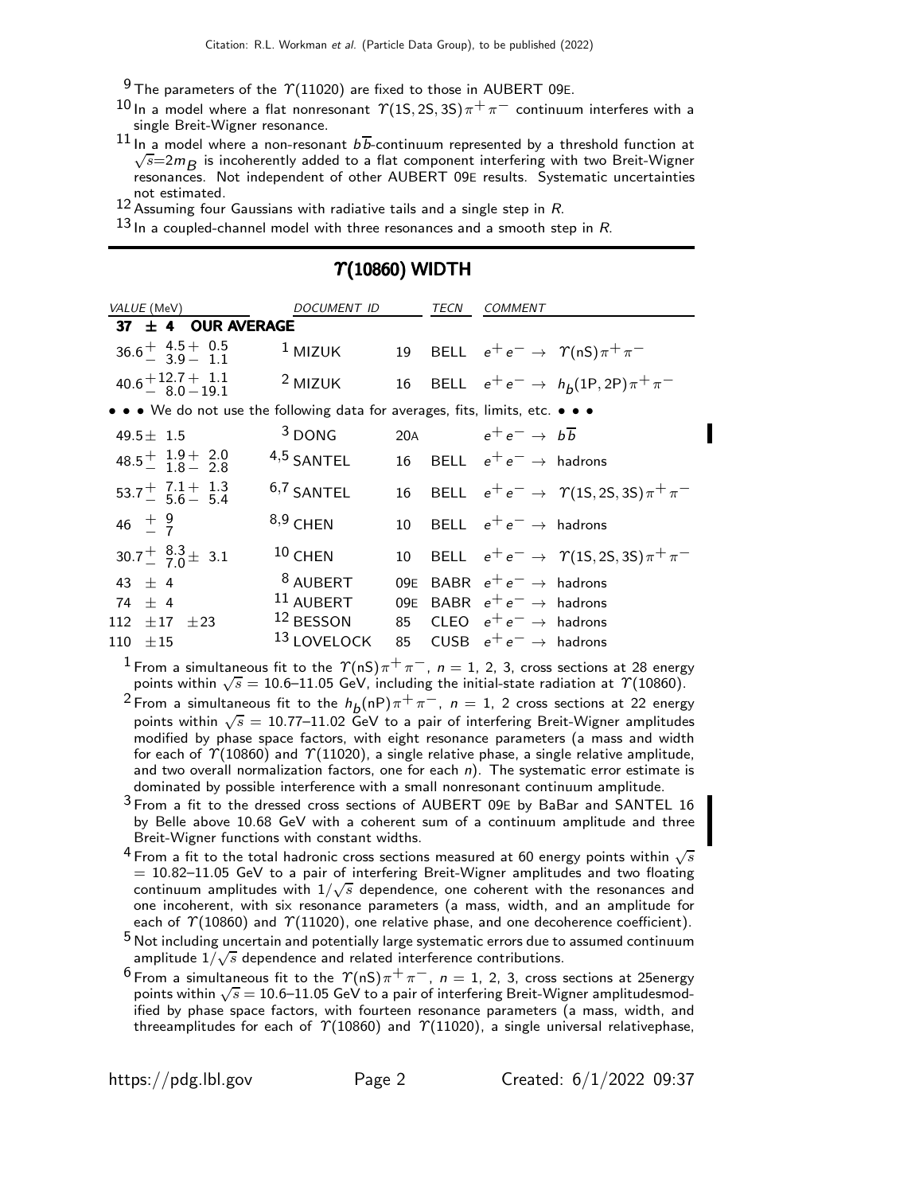[9] The parameters of the $\Upsilon(11020)$ are fixed to those in AUBERT 09E.

[10] In a model where a flat nonresonant $\Upsilon(1S,2S,3S)\pi^+\pi^-$ continuum interferes with a single Breit-Wigner resonance.

[11] In a model where a non-resonant $b\overline{b}$-continuum represented by a threshold function at $\sqrt{s}=2m_B$ is incoherently added to a flat component interfering with two Breit-Wigner resonances. Not independent of other AUBERT 09E results. Systematic uncertainties not estimated.

[12] Assuming four Gaussians with radiative tails and a single step in $R$.

[13] In a coupled-channel model with three resonances and a smooth step in $R$.

## $\Upsilon(10860)$ WIDTH

| VALUE (MeV) | DOCUMENT ID | | TECN | COMMENT |
|---|---|---|---|---|
| **37 ± 4 OUR AVERAGE** | | | | |
| $36.6^{+4.5}_{-3.9}{}^{+0.5}_{-1.1}$ | [1] MIZUK | 19 | BELL | $e^+e^- \rightarrow \Upsilon(nS)\pi^+\pi^-$ |
| $40.6^{+12.7}_{-8.0}{}^{+1.1}_{-19.1}$ | [2] MIZUK | 16 | BELL | $e^+e^- \rightarrow h_b(1P,2P)\pi^+\pi^-$ |
| • • • We do not use the following data for averages, fits, limits, etc. • • • | | | | |
| $49.5 \pm 1.5$ | [3] DONG | 20A | | $e^+e^- \rightarrow b\overline{b}$ |
| $48.5^{+1.9}_{-1.8}{}^{+2.0}_{-2.8}$ | [4,5] SANTEL | 16 | BELL | $e^+e^- \rightarrow$ hadrons |
| $53.7^{+7.1}_{-5.6}{}^{+1.3}_{-5.4}$ | [6,7] SANTEL | 16 | BELL | $e^+e^- \rightarrow \Upsilon(1S,2S,3S)\pi^+\pi^-$ |
| $46^{+9}_{-7}$ | [8,9] CHEN | 10 | BELL | $e^+e^- \rightarrow$ hadrons |
| $30.7^{+8.3}_{-7.0} \pm 3.1$ | [10] CHEN | 10 | BELL | $e^+e^- \rightarrow \Upsilon(1S,2S,3S)\pi^+\pi^-$ |
| $43 \pm 4$ | [8] AUBERT | 09E | BABR | $e^+e^- \rightarrow$ hadrons |
| $74 \pm 4$ | [11] AUBERT | 09E | BABR | $e^+e^- \rightarrow$ hadrons |
| $112 \pm 17 \pm 23$ | [12] BESSON | 85 | CLEO | $e^+e^- \rightarrow$ hadrons |
| $110 \pm 15$ | [13] LOVELOCK | 85 | CUSB | $e^+e^- \rightarrow$ hadrons |

[1] From a simultaneous fit to the $\Upsilon(nS)\pi^+\pi^-$, $n$ = 1, 2, 3, cross sections at 28 energy points within $\sqrt{s}$ = 10.6–11.05 GeV, including the initial-state radiation at $\Upsilon(10860)$.

[2] From a simultaneous fit to the $h_b(nP)\pi^+\pi^-$, $n$ = 1, 2 cross sections at 22 energy points within $\sqrt{s}$ = 10.77–11.02 GeV to a pair of interfering Breit-Wigner amplitudes modified by phase space factors, with eight resonance parameters (a mass and width for each of $\Upsilon(10860)$ and $\Upsilon(11020)$, a single relative phase, a single relative amplitude, and two overall normalization factors, one for each $n$). The systematic error estimate is dominated by possible interference with a small nonresonant continuum amplitude.

[3] From a fit to the dressed cross sections of AUBERT 09E by BaBar and SANTEL 16 by Belle above 10.68 GeV with a coherent sum of a continuum amplitude and three Breit-Wigner functions with constant widths.

[4] From a fit to the total hadronic cross sections measured at 60 energy points within $\sqrt{s}$ = 10.82–11.05 GeV to a pair of interfering Breit-Wigner amplitudes and two floating continuum amplitudes with $1/\sqrt{s}$ dependence, one coherent with the resonances and one incoherent, with six resonance parameters (a mass, width, and an amplitude for each of $\Upsilon(10860)$ and $\Upsilon(11020)$, one relative phase, and one decoherence coefficient).

[5] Not including uncertain and potentially large systematic errors due to assumed continuum amplitude $1/\sqrt{s}$ dependence and related interference contributions.

[6] From a simultaneous fit to the $\Upsilon(nS)\pi^+\pi^-$, $n$ = 1, 2, 3, cross sections at 25energy points within $\sqrt{s}$ = 10.6–11.05 GeV to a pair of interfering Breit-Wigner amplitudesmodified by phase space factors, with fourteen resonance parameters (a mass, width, and threeamplitudes for each of $\Upsilon(10860)$ and $\Upsilon(11020)$, a single universal relativephase,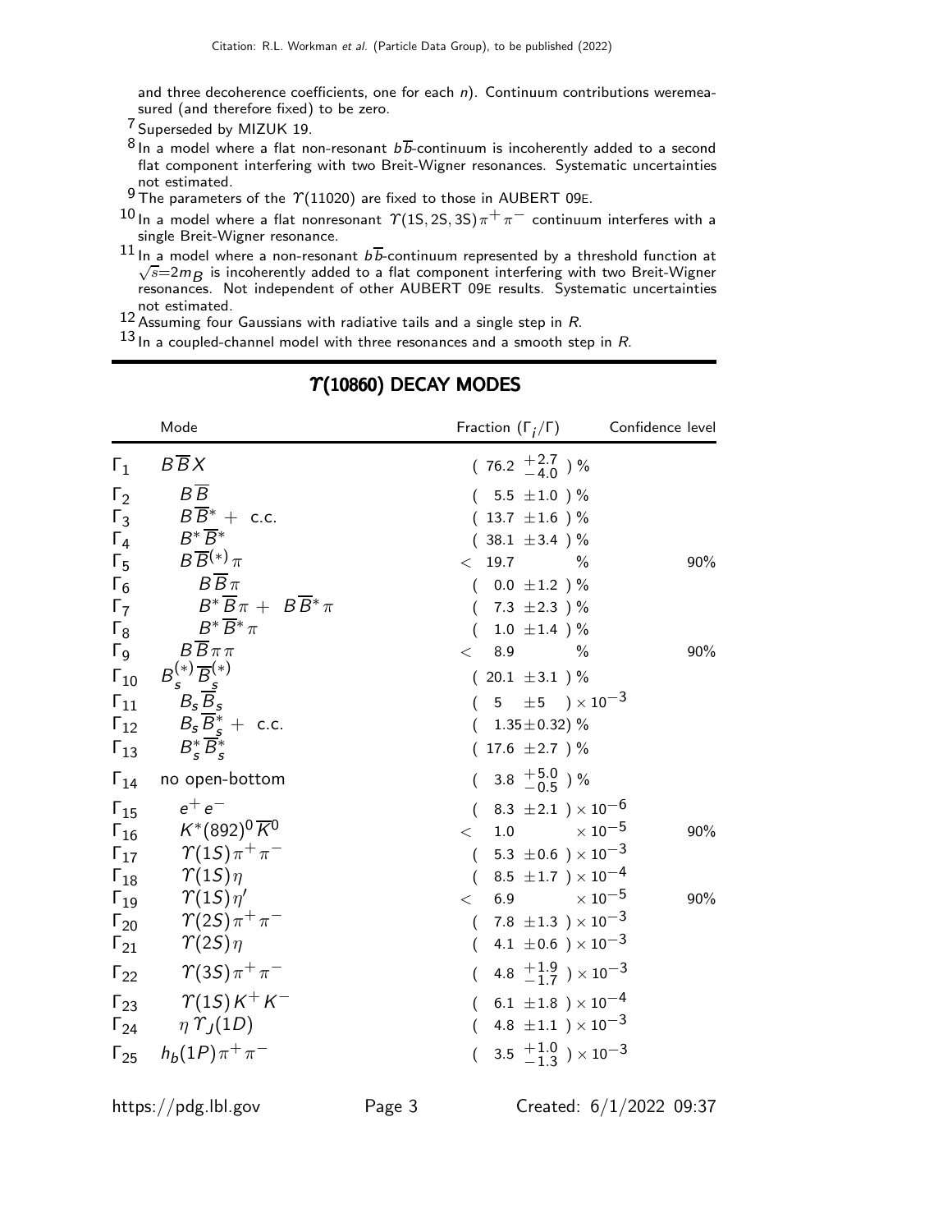and three decoherence coefficients, one for each $n$). Continuum contributions weremeasured (and therefore fixed) to be zero.

[7] Superseded by MIZUK 19.

[8] In a model where a flat non-resonant $b\overline{b}$-continuum is incoherently added to a second flat component interfering with two Breit-Wigner resonances. Systematic uncertainties not estimated.

[9] The parameters of the $\Upsilon(11020)$ are fixed to those in AUBERT 09E.

[10] In a model where a flat nonresonant $\Upsilon(1S, 2S, 3S)\pi^+\pi^-$ continuum interferes with a single Breit-Wigner resonance.

[11] In a model where a non-resonant $b\overline{b}$-continuum represented by a threshold function at $\sqrt{s}=2m_B$ is incoherently added to a flat component interfering with two Breit-Wigner resonances. Not independent of other AUBERT 09E results. Systematic uncertainties not estimated.

[12] Assuming four Gaussians with radiative tails and a single step in $R$.

[13] In a coupled-channel model with three resonances and a smooth step in $R$.

## $\Upsilon(10860)$ DECAY MODES

| | Mode | Fraction ($\Gamma_i/\Gamma$) | Confidence level |
|---|---|---|---|
| $\Gamma_1$ | $B\overline{B}X$ | $(76.2\ ^{+2.7}_{-4.0})\ \%$ | |
| $\Gamma_2$ | $B\overline{B}$ | $(5.5 \pm 1.0)\ \%$ | |
| $\Gamma_3$ | $B\overline{B}^* +$ c.c. | $(13.7 \pm 1.6)\ \%$ | |
| $\Gamma_4$ | $B^*\overline{B}^*$ | $(38.1 \pm 3.4)\ \%$ | |
| $\Gamma_5$ | $B\overline{B}^{(*)}\pi$ | $< 19.7\ \%$ | 90% |
| $\Gamma_6$ | $B\overline{B}\pi$ | $(0.0 \pm 1.2)\ \%$ | |
| $\Gamma_7$ | $B^*\overline{B}\pi + B\overline{B}^*\pi$ | $(7.3 \pm 2.3)\ \%$ | |
| $\Gamma_8$ | $B^*\overline{B}^*\pi$ | $(1.0 \pm 1.4)\ \%$ | |
| $\Gamma_9$ | $B\overline{B}\pi\pi$ | $< 8.9\ \%$ | 90% |
| $\Gamma_{10}$ | $B_s^{(*)}\overline{B}_s^{(*)}$ | $(20.1 \pm 3.1)\ \%$ | |
| $\Gamma_{11}$ | $B_s\overline{B}_s$ | $(5 \pm 5) \times 10^{-3}$ | |
| $\Gamma_{12}$ | $B_s\overline{B}_s^* +$ c.c. | $(1.35 \pm 0.32)\ \%$ | |
| $\Gamma_{13}$ | $B_s^*\overline{B}_s^*$ | $(17.6 \pm 2.7)\ \%$ | |
| $\Gamma_{14}$ | no open-bottom | $(3.8\ ^{+5.0}_{-0.5})\ \%$ | |
| $\Gamma_{15}$ | $e^+e^-$ | $(8.3 \pm 2.1) \times 10^{-6}$ | |
| $\Gamma_{16}$ | $K^*(892)^0\overline{K}^0$ | $< 1.0 \times 10^{-5}$ | 90% |
| $\Gamma_{17}$ | $\Upsilon(1S)\pi^+\pi^-$ | $(5.3 \pm 0.6) \times 10^{-3}$ | |
| $\Gamma_{18}$ | $\Upsilon(1S)\eta$ | $(8.5 \pm 1.7) \times 10^{-4}$ | |
| $\Gamma_{19}$ | $\Upsilon(1S)\eta'$ | $< 6.9 \times 10^{-5}$ | 90% |
| $\Gamma_{20}$ | $\Upsilon(2S)\pi^+\pi^-$ | $(7.8 \pm 1.3) \times 10^{-3}$ | |
| $\Gamma_{21}$ | $\Upsilon(2S)\eta$ | $(4.1 \pm 0.6) \times 10^{-3}$ | |
| $\Gamma_{22}$ | $\Upsilon(3S)\pi^+\pi^-$ | $(4.8\ ^{+1.9}_{-1.7}) \times 10^{-3}$ | |
| $\Gamma_{23}$ | $\Upsilon(1S)K^+K^-$ | $(6.1 \pm 1.8) \times 10^{-4}$ | |
| $\Gamma_{24}$ | $\eta\,\Upsilon_J(1D)$ | $(4.8 \pm 1.1) \times 10^{-3}$ | |
| $\Gamma_{25}$ | $h_b(1P)\pi^+\pi^-$ | $(3.5\ ^{+1.0}_{-1.3}) \times 10^{-3}$ | |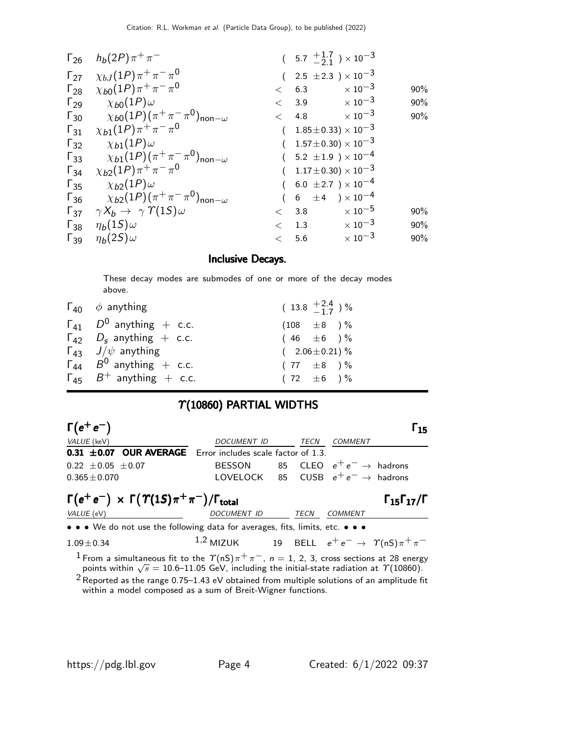| | Mode | Fraction ($\Gamma_i/\Gamma$) | Confidence level |
|---|---|---|---|
| $\Gamma_{26}$ | $h_b(2P)\pi^+\pi^-$ | $(5.7\ ^{+1.7}_{-2.1}) \times 10^{-3}$ | |
| $\Gamma_{27}$ | $\chi_{bJ}(1P)\pi^+\pi^-\pi^0$ | $(2.5\ \pm 2.3) \times 10^{-3}$ | |
| $\Gamma_{28}$ | $\chi_{b0}(1P)\pi^+\pi^-\pi^0$ | $< 6.3 \times 10^{-3}$ | 90% |
| $\Gamma_{29}$ | $\chi_{b0}(1P)\omega$ | $< 3.9 \times 10^{-3}$ | 90% |
| $\Gamma_{30}$ | $\chi_{b0}(1P)(\pi^+\pi^-\pi^0)_{\text{non}-\omega}$ | $< 4.8 \times 10^{-3}$ | 90% |
| $\Gamma_{31}$ | $\chi_{b1}(1P)\pi^+\pi^-\pi^0$ | $(1.85\pm 0.33) \times 10^{-3}$ | |
| $\Gamma_{32}$ | $\chi_{b1}(1P)\omega$ | $(1.57\pm 0.30) \times 10^{-3}$ | |
| $\Gamma_{33}$ | $\chi_{b1}(1P)(\pi^+\pi^-\pi^0)_{\text{non}-\omega}$ | $(5.2\ \pm 1.9) \times 10^{-4}$ | |
| $\Gamma_{34}$ | $\chi_{b2}(1P)\pi^+\pi^-\pi^0$ | $(1.17\pm 0.30) \times 10^{-3}$ | |
| $\Gamma_{35}$ | $\chi_{b2}(1P)\omega$ | $(6.0\ \pm 2.7) \times 10^{-4}$ | |
| $\Gamma_{36}$ | $\chi_{b2}(1P)(\pi^+\pi^-\pi^0)_{\text{non}-\omega}$ | $(6\ \ \pm 4) \times 10^{-4}$ | |
| $\Gamma_{37}$ | $\gamma X_b \rightarrow \gamma \Upsilon(1S)\omega$ | $< 3.8 \times 10^{-5}$ | 90% |
| $\Gamma_{38}$ | $\eta_b(1S)\omega$ | $< 1.3 \times 10^{-3}$ | 90% |
| $\Gamma_{39}$ | $\eta_b(2S)\omega$ | $< 5.6 \times 10^{-3}$ | 90% |

### Inclusive Decays.

These decay modes are submodes of one or more of the decay modes above.

| | Mode | Fraction ($\Gamma_i/\Gamma$) |
|---|---|---|
| $\Gamma_{40}$ | $\phi$ anything | $(13.8\ ^{+2.4}_{-1.7})$ % |
| $\Gamma_{41}$ | $D^0$ anything + c.c. | $(108\ \pm 8)$ % |
| $\Gamma_{42}$ | $D_s$ anything + c.c. | $(46\ \pm 6)$ % |
| $\Gamma_{43}$ | $J/\psi$ anything | $(2.06\pm 0.21)$ % |
| $\Gamma_{44}$ | $B^0$ anything + c.c. | $(77\ \pm 8)$ % |
| $\Gamma_{45}$ | $B^+$ anything + c.c. | $(72\ \pm 6)$ % |

## $\Upsilon(10860)$ PARTIAL WIDTHS

### $\Gamma(e^+e^-)$ $\Gamma_{15}$

| VALUE (keV) | DOCUMENT ID | | TECN | COMMENT |
|---|---|---|---|---|
| **0.31 ±0.07 OUR AVERAGE** | Error includes scale factor of 1.3. | | | |
| $0.22\ \pm 0.05\ \pm 0.07$ | BESSON | 85 | CLEO | $e^+e^- \rightarrow$ hadrons |
| $0.365 \pm 0.070$ | LOVELOCK | 85 | CUSB | $e^+e^- \rightarrow$ hadrons |

### $\Gamma(e^+e^-) \times \Gamma(\Upsilon(1S)\pi^+\pi^-)/\Gamma_{\text{total}}$ $\Gamma_{15}\Gamma_{17}/\Gamma$

| VALUE (eV) | DOCUMENT ID | | TECN | COMMENT |
|---|---|---|---|---|
| • • • We do not use the following data for averages, fits, limits, etc. • • • | | | | |
| $1.09 \pm 0.34$ | [1,2] MIZUK | 19 | BELL | $e^+e^- \rightarrow \Upsilon(nS)\pi^+\pi^-$ |

[1] From a simultaneous fit to the $\Upsilon(nS)\pi^+\pi^-$, $n$ = 1, 2, 3, cross sections at 28 energy points within $\sqrt{s}$ = 10.6–11.05 GeV, including the initial-state radiation at $\Upsilon(10860)$.

[2] Reported as the range 0.75–1.43 eV obtained from multiple solutions of an amplitude fit within a model composed as a sum of Breit-Wigner functions.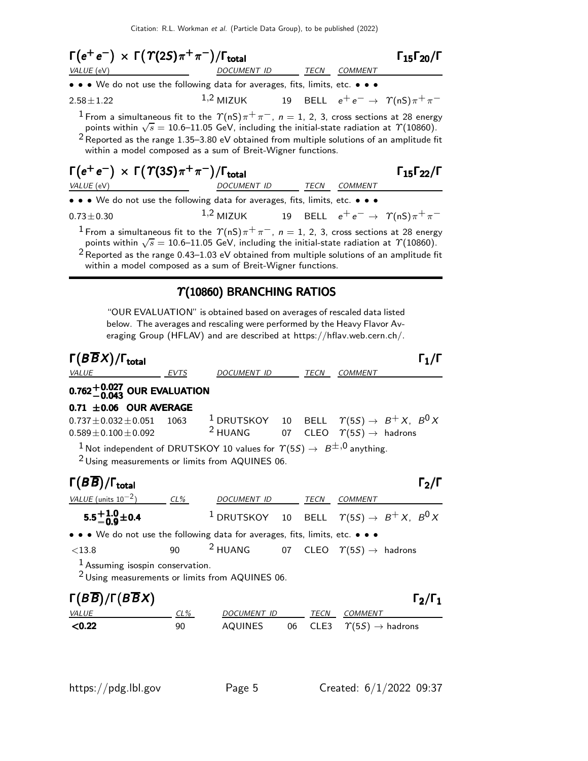### $\Gamma(e^+e^-) \times \Gamma(\Upsilon(2S)\pi^+\pi^-)/\Gamma_{total}$ $\Gamma_{15}\Gamma_{20}/\Gamma$

| VALUE (eV) | DOCUMENT ID | | TECN | COMMENT |
|---|---|---|---|---|
| • • • We do not use the following data for averages, fits, limits, etc. • • • | | | | |
| $2.58 \pm 1.22$ | [1,2] MIZUK | 19 | BELL | $e^+e^- \to \Upsilon(nS)\pi^+\pi^-$ |

[1] From a simultaneous fit to the $\Upsilon(nS)\pi^+\pi^-$, $n = 1, 2, 3$, cross sections at 28 energy points within $\sqrt{s} = 10.6$–$11.05$ GeV, including the initial-state radiation at $\Upsilon(10860)$.

[2] Reported as the range 1.35–3.80 eV obtained from multiple solutions of an amplitude fit within a model composed as a sum of Breit-Wigner functions.

### $\Gamma(e^+e^-) \times \Gamma(\Upsilon(3S)\pi^+\pi^-)/\Gamma_{total}$ $\Gamma_{15}\Gamma_{22}/\Gamma$

| VALUE (eV) | DOCUMENT ID | | TECN | COMMENT |
|---|---|---|---|---|
| • • • We do not use the following data for averages, fits, limits, etc. • • • | | | | |
| $0.73 \pm 0.30$ | [1,2] MIZUK | 19 | BELL | $e^+e^- \to \Upsilon(nS)\pi^+\pi^-$ |

[1] From a simultaneous fit to the $\Upsilon(nS)\pi^+\pi^-$, $n = 1, 2, 3$, cross sections at 28 energy points within $\sqrt{s} = 10.6$–$11.05$ GeV, including the initial-state radiation at $\Upsilon(10860)$.

[2] Reported as the range 0.43–1.03 eV obtained from multiple solutions of an amplitude fit within a model composed as a sum of Breit-Wigner functions.

## $\Upsilon(10860)$ BRANCHING RATIOS

"OUR EVALUATION" is obtained based on averages of rescaled data listed below. The averages and rescaling were performed by the Heavy Flavor Averaging Group (HFLAV) and are described at https://hflav.web.cern.ch/.

### $\Gamma(B\overline{B}X)/\Gamma_{total}$ $\Gamma_1/\Gamma$

| VALUE | EVTS | DOCUMENT ID | | TECN | COMMENT |
|---|---|---|---|---|---|
| **$0.762^{+0.027}_{-0.043}$ OUR EVALUATION** | | | | | |
| **$0.71 \pm 0.06$ OUR AVERAGE** | | | | | |
| $0.737 \pm 0.032 \pm 0.051$ | 1063 | [1] DRUTSKOY | 10 | BELL | $\Upsilon(5S) \to B^+X,\ B^0X$ |
| $0.589 \pm 0.100 \pm 0.092$ | | [2] HUANG | 07 | CLEO | $\Upsilon(5S) \to$ hadrons |

[1] Not independent of DRUTSKOY 10 values for $\Upsilon(5S) \to B^{\pm,0}$ anything.

[2] Using measurements or limits from AQUINES 06.

### $\Gamma(B\overline{B})/\Gamma_{total}$ $\Gamma_2/\Gamma$

| VALUE (units $10^{-2}$) | CL% | DOCUMENT ID | | TECN | COMMENT |
|---|---|---|---|---|---|
| **$5.5^{+1.0}_{-0.9} \pm 0.4$** | | [1] DRUTSKOY | 10 | BELL | $\Upsilon(5S) \to B^+X,\ B^0X$ |
| • • • We do not use the following data for averages, fits, limits, etc. • • • | | | | | |
| $<13.8$ | 90 | [2] HUANG | 07 | CLEO | $\Upsilon(5S) \to$ hadrons |

[1] Assuming isospin conservation.

[2] Using measurements or limits from AQUINES 06.

### $\Gamma(B\overline{B})/\Gamma(B\overline{B}X)$ $\Gamma_2/\Gamma_1$

| VALUE | CL% | DOCUMENT ID | | TECN | COMMENT |
|---|---|---|---|---|---|
| **<0.22** | 90 | AQUINES | 06 | CLE3 | $\Upsilon(5S) \to$ hadrons |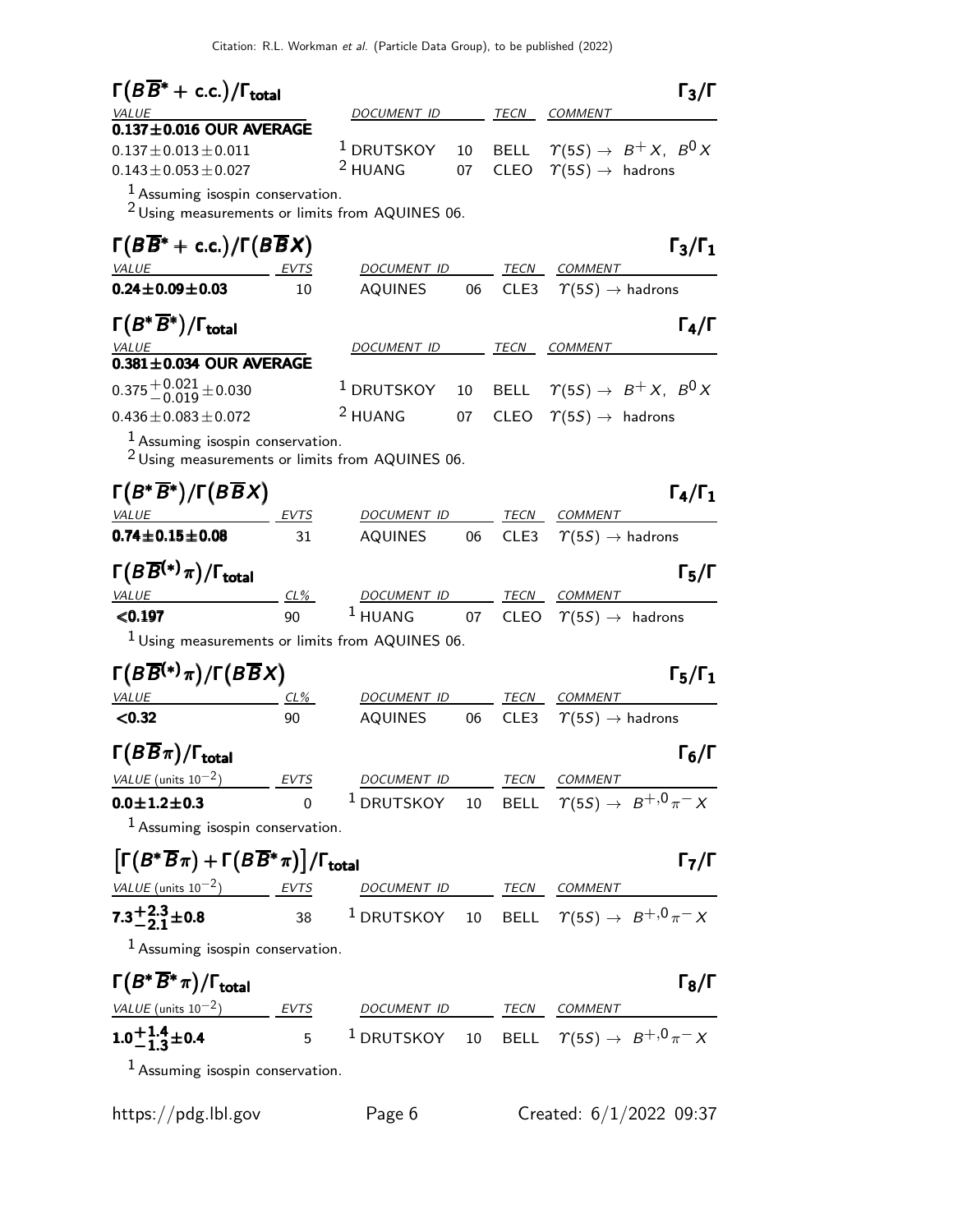### $\Gamma(B\overline{B}^* + \text{c.c.})/\Gamma_{\text{total}}$ $\qquad \Gamma_3/\Gamma$

| VALUE | DOCUMENT ID | | TECN | COMMENT |
|---|---|---|---|---|
| **0.137±0.016 OUR AVERAGE** | | | | |
| $0.137 \pm 0.013 \pm 0.011$ | [1] DRUTSKOY | 10 | BELL | $\Upsilon(5S) \to B^+ X,\ B^0 X$ |
| $0.143 \pm 0.053 \pm 0.027$ | [2] HUANG | 07 | CLEO | $\Upsilon(5S) \to$ hadrons |

[1] Assuming isospin conservation.
[2] Using measurements or limits from AQUINES 06.

### $\Gamma(B\overline{B}^* + \text{c.c.})/\Gamma(B\overline{B}X)$ $\qquad \Gamma_3/\Gamma_1$

| VALUE | EVTS | DOCUMENT ID | | TECN | COMMENT |
|---|---|---|---|---|---|
| **$0.24 \pm 0.09 \pm 0.03$** | 10 | AQUINES | 06 | CLE3 | $\Upsilon(5S) \to$ hadrons |

### $\Gamma(B^*\overline{B}^*)/\Gamma_{\text{total}}$ $\qquad \Gamma_4/\Gamma$

| VALUE | DOCUMENT ID | | TECN | COMMENT |
|---|---|---|---|---|
| **0.381±0.034 OUR AVERAGE** | | | | |
| $0.375^{+0.021}_{-0.019} \pm 0.030$ | [1] DRUTSKOY | 10 | BELL | $\Upsilon(5S) \to B^+ X,\ B^0 X$ |
| $0.436 \pm 0.083 \pm 0.072$ | [2] HUANG | 07 | CLEO | $\Upsilon(5S) \to$ hadrons |

[1] Assuming isospin conservation.
[2] Using measurements or limits from AQUINES 06.

### $\Gamma(B^*\overline{B}^*)/\Gamma(B\overline{B}X)$ $\qquad \Gamma_4/\Gamma_1$

| VALUE | EVTS | DOCUMENT ID | | TECN | COMMENT |
|---|---|---|---|---|---|
| **$0.74 \pm 0.15 \pm 0.08$** | 31 | AQUINES | 06 | CLE3 | $\Upsilon(5S) \to$ hadrons |

### $\Gamma(B\overline{B}^{(*)}\pi)/\Gamma_{\text{total}}$ $\qquad \Gamma_5/\Gamma$

| VALUE | CL% | DOCUMENT ID | | TECN | COMMENT |
|---|---|---|---|---|---|
| **<0.197** | 90 | [1] HUANG | 07 | CLEO | $\Upsilon(5S) \to$ hadrons |

[1] Using measurements or limits from AQUINES 06.

### $\Gamma(B\overline{B}^{(*)}\pi)/\Gamma(B\overline{B}X)$ $\qquad \Gamma_5/\Gamma_1$

| VALUE | CL% | DOCUMENT ID | | TECN | COMMENT |
|---|---|---|---|---|---|
| **<0.32** | 90 | AQUINES | 06 | CLE3 | $\Upsilon(5S) \to$ hadrons |

### $\Gamma(B\overline{B}\pi)/\Gamma_{\text{total}}$ $\qquad \Gamma_6/\Gamma$

| VALUE (units $10^{-2}$) | EVTS | DOCUMENT ID | | TECN | COMMENT |
|---|---|---|---|---|---|
| **$0.0 \pm 1.2 \pm 0.3$** | 0 | [1] DRUTSKOY | 10 | BELL | $\Upsilon(5S) \to B^{+,0}\pi^- X$ |

[1] Assuming isospin conservation.

### $\left[\Gamma(B^*\overline{B}\pi) + \Gamma(B\overline{B}^*\pi)\right]/\Gamma_{\text{total}}$ $\qquad \Gamma_7/\Gamma$

| VALUE (units $10^{-2}$) | EVTS | DOCUMENT ID | | TECN | COMMENT |
|---|---|---|---|---|---|
| **$7.3^{+2.3}_{-2.1} \pm 0.8$** | 38 | [1] DRUTSKOY | 10 | BELL | $\Upsilon(5S) \to B^{+,0}\pi^- X$ |

[1] Assuming isospin conservation.

### $\Gamma(B^*\overline{B}^*\pi)/\Gamma_{\text{total}}$ $\qquad \Gamma_8/\Gamma$

| VALUE (units $10^{-2}$) | EVTS | DOCUMENT ID | | TECN | COMMENT |
|---|---|---|---|---|---|
| **$1.0^{+1.4}_{-1.3} \pm 0.4$** | 5 | [1] DRUTSKOY | 10 | BELL | $\Upsilon(5S) \to B^{+,0}\pi^- X$ |

[1] Assuming isospin conservation.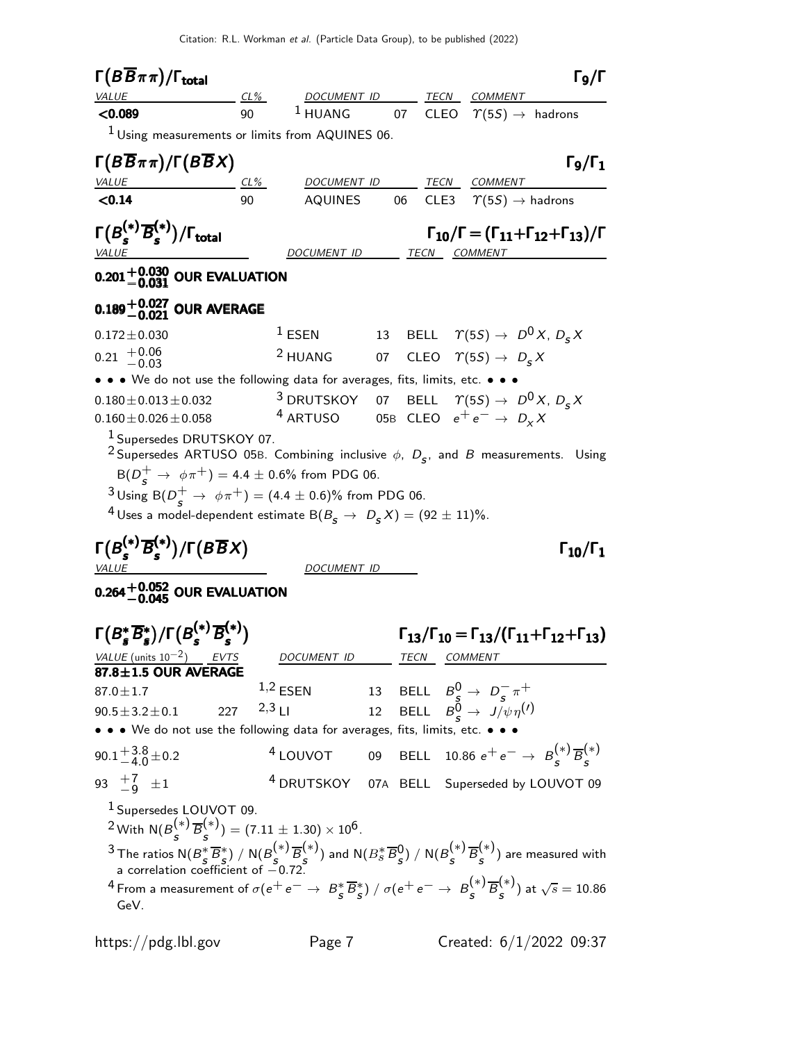### $\Gamma(B\overline{B}\pi\pi)/\Gamma_{\text{total}}$ $\Gamma_9/\Gamma$

| VALUE | CL% | DOCUMENT ID | | TECN | COMMENT |
|---|---|---|---|---|---|
| **<0.089** | 90 | [1] HUANG | 07 | CLEO | $\Upsilon(5S) \to$ hadrons |

[1] Using measurements or limits from AQUINES 06.

### $\Gamma(B\overline{B}\pi\pi)/\Gamma(B\overline{B}X)$ $\Gamma_9/\Gamma_1$

| VALUE | CL% | DOCUMENT ID | | TECN | COMMENT |
|---|---|---|---|---|---|
| **<0.14** | 90 | AQUINES | 06 | CLE3 | $\Upsilon(5S) \to$ hadrons |

### $\Gamma(B_s^{(*)}\overline{B}_s^{(*)})/\Gamma_{\text{total}}$ $\Gamma_{10}/\Gamma = (\Gamma_{11}+\Gamma_{12}+\Gamma_{13})/\Gamma$

| VALUE | DOCUMENT ID | | TECN | COMMENT |
|---|---|---|---|---|
| **$0.201^{+0.030}_{-0.031}$ OUR EVALUATION** | | | | |
| **$0.189^{+0.027}_{-0.021}$ OUR AVERAGE** | | | | |
| $0.172 \pm 0.030$ | [1] ESEN | 13 | BELL | $\Upsilon(5S) \to D^0 X$, $D_s X$ |
| $0.21\ ^{+0.06}_{-0.03}$ | [2] HUANG | 07 | CLEO | $\Upsilon(5S) \to D_s X$ |
| • • • We do not use the following data for averages, fits, limits, etc. • • • | | | | |
| $0.180 \pm 0.013 \pm 0.032$ | [3] DRUTSKOY | 07 | BELL | $\Upsilon(5S) \to D^0 X$, $D_s X$ |
| $0.160 \pm 0.026 \pm 0.058$ | [4] ARTUSO | 05B | CLEO | $e^+e^- \to D_x X$ |

[1] Supersedes DRUTSKOY 07.

[2] Supersedes ARTUSO 05B. Combining inclusive $\phi$, $D_s$, and $B$ measurements. Using $B(D_s^+ \to \phi\pi^+) = 4.4 \pm 0.6\%$ from PDG 06.

[3] Using $B(D_s^+ \to \phi\pi^+) = (4.4 \pm 0.6)\%$ from PDG 06.

[4] Uses a model-dependent estimate $B(B_s \to D_s X) = (92 \pm 11)\%$.

### $\Gamma(B_s^{(*)}\overline{B}_s^{(*)})/\Gamma(B\overline{B}X)$ $\Gamma_{10}/\Gamma_1$

| VALUE | DOCUMENT ID |
|---|---|
| **$0.264^{+0.052}_{-0.045}$ OUR EVALUATION** | |

### $\Gamma(B_s^*\overline{B}_s^*)/\Gamma(B_s^{(*)}\overline{B}_s^{(*)})$ $\Gamma_{13}/\Gamma_{10} = \Gamma_{13}/(\Gamma_{11}+\Gamma_{12}+\Gamma_{13})$

| VALUE (units $10^{-2}$) | EVTS | DOCUMENT ID | | TECN | COMMENT |
|---|---|---|---|---|---|
| **87.8±1.5 OUR AVERAGE** | | | | | |
| $87.0 \pm 1.7$ | | [1,2] ESEN | 13 | BELL | $B_s^0 \to D_s^- \pi^+$ |
| $90.5 \pm 3.2 \pm 0.1$ | 227 | [2,3] LI | 12 | BELL | $B_s^0 \to J/\psi\eta^{(\prime)}$ |
| • • • We do not use the following data for averages, fits, limits, etc. • • • | | | | | |
| $90.1^{+3.8}_{-4.0} \pm 0.2$ | | [4] LOUVOT | 09 | BELL | $10.86\ e^+e^- \to B_s^{(*)}\overline{B}_s^{(*)}$ |
| $93\ ^{+7}_{-9}\ \pm 1$ | | [4] DRUTSKOY | 07A | BELL | Superseded by LOUVOT 09 |

[1] Supersedes LOUVOT 09.

[2] With $N(B_s^{(*)}\overline{B}_s^{(*)}) = (7.11 \pm 1.30) \times 10^6$.

[3] The ratios $N(B_s^*\overline{B}_s^*)$ / $N(B_s^{(*)}\overline{B}_s^{(*)})$ and $N(B_s^*\overline{B}_s^0)$ / $N(B_s^{(*)}\overline{B}_s^{(*)})$ are measured with a correlation coefficient of $-0.72$.

[4] From a measurement of $\sigma(e^+e^- \to B_s^*\overline{B}_s^*)$ / $\sigma(e^+e^- \to B_s^{(*)}\overline{B}_s^{(*)})$ at $\sqrt{s} = 10.86$ GeV.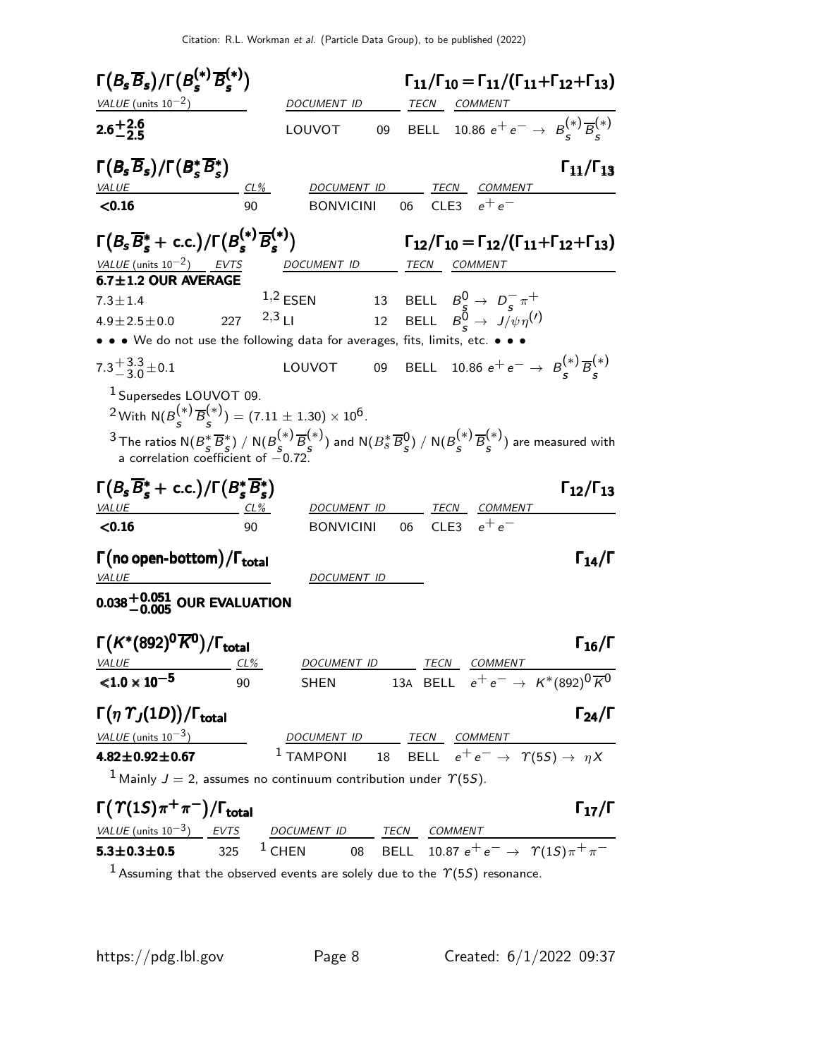### $\Gamma(B_s \overline{B}_s)/\Gamma(B_s^{(*)} \overline{B}_s^{(*)})$ — $\Gamma_{11}/\Gamma_{10} = \Gamma_{11}/(\Gamma_{11}+\Gamma_{12}+\Gamma_{13})$

| VALUE (units $10^{-2}$) | DOCUMENT ID | | TECN | COMMENT |
|---|---|---|---|---|
| **$2.6^{+2.6}_{-2.5}$** | LOUVOT | 09 | BELL | $10.86\ e^+ e^- \rightarrow B_s^{(*)} \overline{B}_s^{(*)}$ |

### $\Gamma(B_s \overline{B}_s)/\Gamma(B_s^* \overline{B}_s^*)$ — $\Gamma_{11}/\Gamma_{13}$

| VALUE | CL% | DOCUMENT ID | | TECN | COMMENT |
|---|---|---|---|---|---|
| **<0.16** | 90 | BONVICINI | 06 | CLE3 | $e^+ e^-$ |

### $\Gamma(B_s \overline{B}_s^* + \text{c.c.})/\Gamma(B_s^{(*)} \overline{B}_s^{(*)})$ — $\Gamma_{12}/\Gamma_{10} = \Gamma_{12}/(\Gamma_{11}+\Gamma_{12}+\Gamma_{13})$

| VALUE (units $10^{-2}$) | EVTS | DOCUMENT ID | | TECN | COMMENT |
|---|---|---|---|---|---|
| **6.7±1.2 OUR AVERAGE** | | | | | |
| $7.3 \pm 1.4$ | | [1,2] ESEN | 13 | BELL | $B_s^0 \rightarrow D_s^- \pi^+$ |
| $4.9 \pm 2.5 \pm 0.0$ | 227 | [2,3] LI | 12 | BELL | $B_s^0 \rightarrow J/\psi \eta^{(\prime)}$ |
| • • • We do not use the following data for averages, fits, limits, etc. • • • | | | | | |
| $7.3^{+3.3}_{-3.0} \pm 0.1$ | | LOUVOT | 09 | BELL | $10.86\ e^+ e^- \rightarrow B_s^{(*)} \overline{B}_s^{(*)}$ |

[1] Supersedes LOUVOT 09.

[2] With $N(B_s^{(*)} \overline{B}_s^{(*)}) = (7.11 \pm 1.30) \times 10^6$.

[3] The ratios $N(B_s^* \overline{B}_s^*)$ / $N(B_s^{(*)} \overline{B}_s^{(*)})$ and $N(B_s^* \overline{B}_s^0)$ / $N(B_s^{(*)} \overline{B}_s^{(*)})$ are measured with a correlation coefficient of $-0.72$.

### $\Gamma(B_s \overline{B}_s^* + \text{c.c.})/\Gamma(B_s^* \overline{B}_s^*)$ — $\Gamma_{12}/\Gamma_{13}$

| VALUE | CL% | DOCUMENT ID | | TECN | COMMENT |
|---|---|---|---|---|---|
| **<0.16** | 90 | BONVICINI | 06 | CLE3 | $e^+ e^-$ |

### $\Gamma(\text{no open-bottom})/\Gamma_{\text{total}}$ — $\Gamma_{14}/\Gamma$

| VALUE | DOCUMENT ID |
|---|---|
| **$0.038^{+0.051}_{-0.005}$ OUR EVALUATION** | |

### $\Gamma(K^*(892)^0 \overline{K}^0)/\Gamma_{\text{total}}$ — $\Gamma_{16}/\Gamma$

| VALUE | CL% | DOCUMENT ID | | TECN | COMMENT |
|---|---|---|---|---|---|
| **$<1.0 \times 10^{-5}$** | 90 | SHEN | 13A | BELL | $e^+ e^- \rightarrow K^*(892)^0 \overline{K}^0$ |

### $\Gamma(\eta \Upsilon_J(1D))/\Gamma_{\text{total}}$ — $\Gamma_{24}/\Gamma$

| VALUE (units $10^{-3}$) | DOCUMENT ID | | TECN | COMMENT |
|---|---|---|---|---|
| **4.82±0.92±0.67** | [1] TAMPONI | 18 | BELL | $e^+ e^- \rightarrow \Upsilon(5S) \rightarrow \eta X$ |

[1] Mainly $J = 2$, assumes no continuum contribution under $\Upsilon(5S)$.

### $\Gamma(\Upsilon(1S) \pi^+ \pi^-)/\Gamma_{\text{total}}$ — $\Gamma_{17}/\Gamma$

| VALUE (units $10^{-3}$) | EVTS | DOCUMENT ID | | TECN | COMMENT |
|---|---|---|---|---|---|
| **5.3±0.3±0.5** | 325 | [1] CHEN | 08 | BELL | $10.87\ e^+ e^- \rightarrow \Upsilon(1S) \pi^+ \pi^-$ |

[1] Assuming that the observed events are solely due to the $\Upsilon(5S)$ resonance.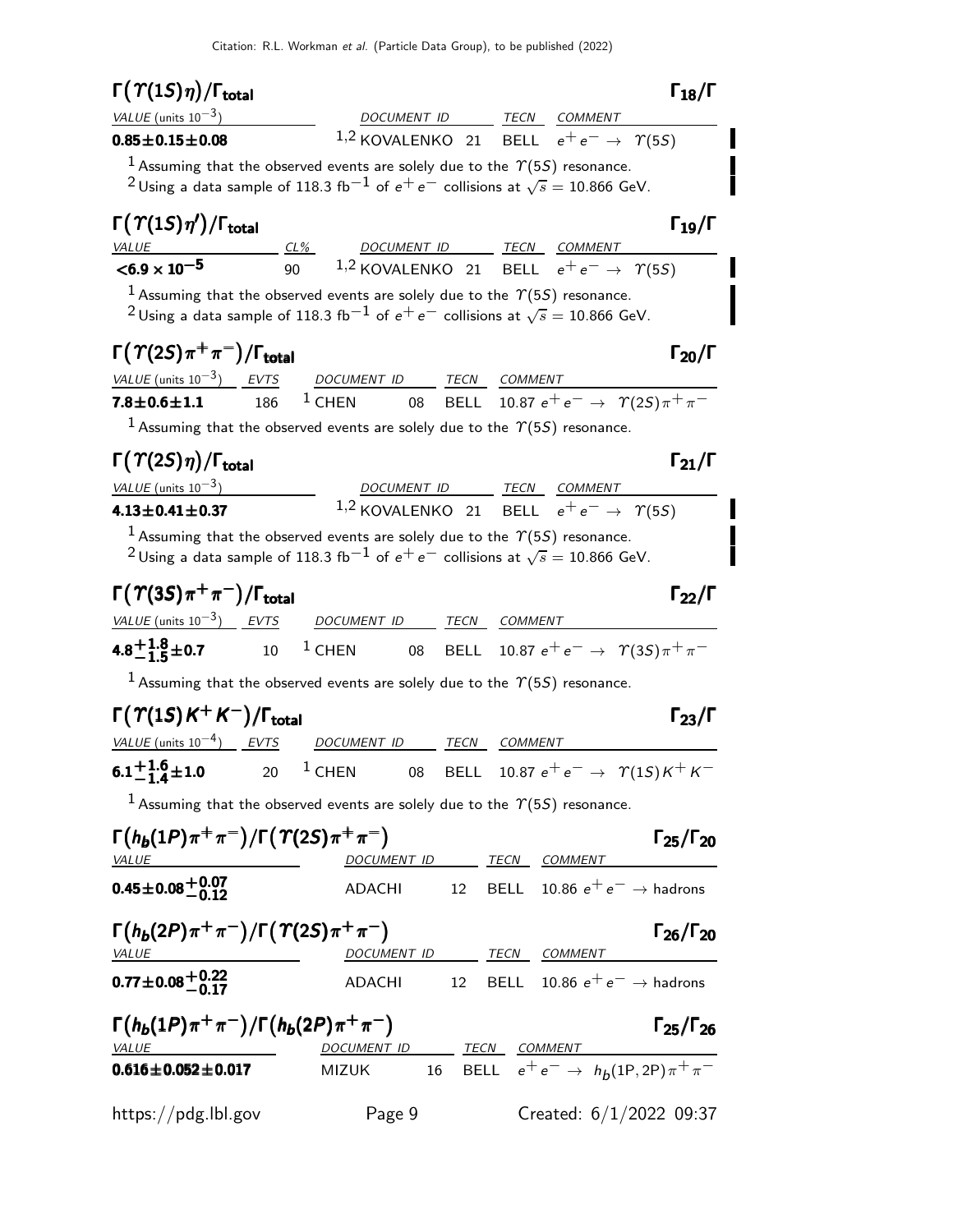## $\Gamma(\Upsilon(1S)\eta)/\Gamma_{total}$ — $\Gamma_{18}/\Gamma$

| VALUE (units $10^{-3}$) | DOCUMENT ID | TECN | COMMENT |
|---|---|---|---|
| **0.85±0.15±0.08** | [1,2] KOVALENKO 21 | BELL | $e^+e^- \rightarrow \Upsilon(5S)$ |

[1] Assuming that the observed events are solely due to the $\Upsilon(5S)$ resonance.
[2] Using a data sample of 118.3 fb$^{-1}$ of $e^+e^-$ collisions at $\sqrt{s}$ = 10.866 GeV.

## $\Gamma(\Upsilon(1S)\eta')/\Gamma_{total}$ — $\Gamma_{19}/\Gamma$

| VALUE | CL% | DOCUMENT ID | TECN | COMMENT |
|---|---|---|---|---|
| **<6.9 × 10$^{-5}$** | 90 | [1,2] KOVALENKO 21 | BELL | $e^+e^- \rightarrow \Upsilon(5S)$ |

[1] Assuming that the observed events are solely due to the $\Upsilon(5S)$ resonance.
[2] Using a data sample of 118.3 fb$^{-1}$ of $e^+e^-$ collisions at $\sqrt{s}$ = 10.866 GeV.

## $\Gamma(\Upsilon(2S)\pi^+\pi^-)/\Gamma_{total}$ — $\Gamma_{20}/\Gamma$

| VALUE (units $10^{-3}$) | EVTS | DOCUMENT ID | TECN | COMMENT |
|---|---|---|---|---|
| **7.8±0.6±1.1** | 186 | [1] CHEN 08 | BELL | 10.87 $e^+e^- \rightarrow \Upsilon(2S)\pi^+\pi^-$ |

[1] Assuming that the observed events are solely due to the $\Upsilon(5S)$ resonance.

## $\Gamma(\Upsilon(2S)\eta)/\Gamma_{total}$ — $\Gamma_{21}/\Gamma$

| VALUE (units $10^{-3}$) | DOCUMENT ID | TECN | COMMENT |
|---|---|---|---|
| **4.13±0.41±0.37** | [1,2] KOVALENKO 21 | BELL | $e^+e^- \rightarrow \Upsilon(5S)$ |

[1] Assuming that the observed events are solely due to the $\Upsilon(5S)$ resonance.
[2] Using a data sample of 118.3 fb$^{-1}$ of $e^+e^-$ collisions at $\sqrt{s}$ = 10.866 GeV.

## $\Gamma(\Upsilon(3S)\pi^+\pi^-)/\Gamma_{total}$ — $\Gamma_{22}/\Gamma$

| VALUE (units $10^{-3}$) | EVTS | DOCUMENT ID | TECN | COMMENT |
|---|---|---|---|---|
| **$4.8^{+1.8}_{-1.5}$±0.7** | 10 | [1] CHEN 08 | BELL | 10.87 $e^+e^- \rightarrow \Upsilon(3S)\pi^+\pi^-$ |

[1] Assuming that the observed events are solely due to the $\Upsilon(5S)$ resonance.

## $\Gamma(\Upsilon(1S)K^+K^-)/\Gamma_{total}$ — $\Gamma_{23}/\Gamma$

| VALUE (units $10^{-4}$) | EVTS | DOCUMENT ID | TECN | COMMENT |
|---|---|---|---|---|
| **$6.1^{+1.6}_{-1.4}$±1.0** | 20 | [1] CHEN 08 | BELL | 10.87 $e^+e^- \rightarrow \Upsilon(1S)K^+K^-$ |

[1] Assuming that the observed events are solely due to the $\Upsilon(5S)$ resonance.

## $\Gamma(h_b(1P)\pi^+\pi^-)/\Gamma(\Upsilon(2S)\pi^+\pi^-)$ — $\Gamma_{25}/\Gamma_{20}$

| VALUE | DOCUMENT ID | TECN | COMMENT |
|---|---|---|---|
| **0.45±0.08$^{+0.07}_{-0.12}$** | ADACHI 12 | BELL | 10.86 $e^+e^- \rightarrow$ hadrons |

## $\Gamma(h_b(2P)\pi^+\pi^-)/\Gamma(\Upsilon(2S)\pi^+\pi^-)$ — $\Gamma_{26}/\Gamma_{20}$

| VALUE | DOCUMENT ID | TECN | COMMENT |
|---|---|---|---|
| **0.77±0.08$^{+0.22}_{-0.17}$** | ADACHI 12 | BELL | 10.86 $e^+e^- \rightarrow$ hadrons |

## $\Gamma(h_b(1P)\pi^+\pi^-)/\Gamma(h_b(2P)\pi^+\pi^-)$ — $\Gamma_{25}/\Gamma_{26}$

| VALUE | DOCUMENT ID | TECN | COMMENT |
|---|---|---|---|
| **0.616±0.052±0.017** | MIZUK 16 | BELL | $e^+e^- \rightarrow h_b(1P,2P)\pi^+\pi^-$ |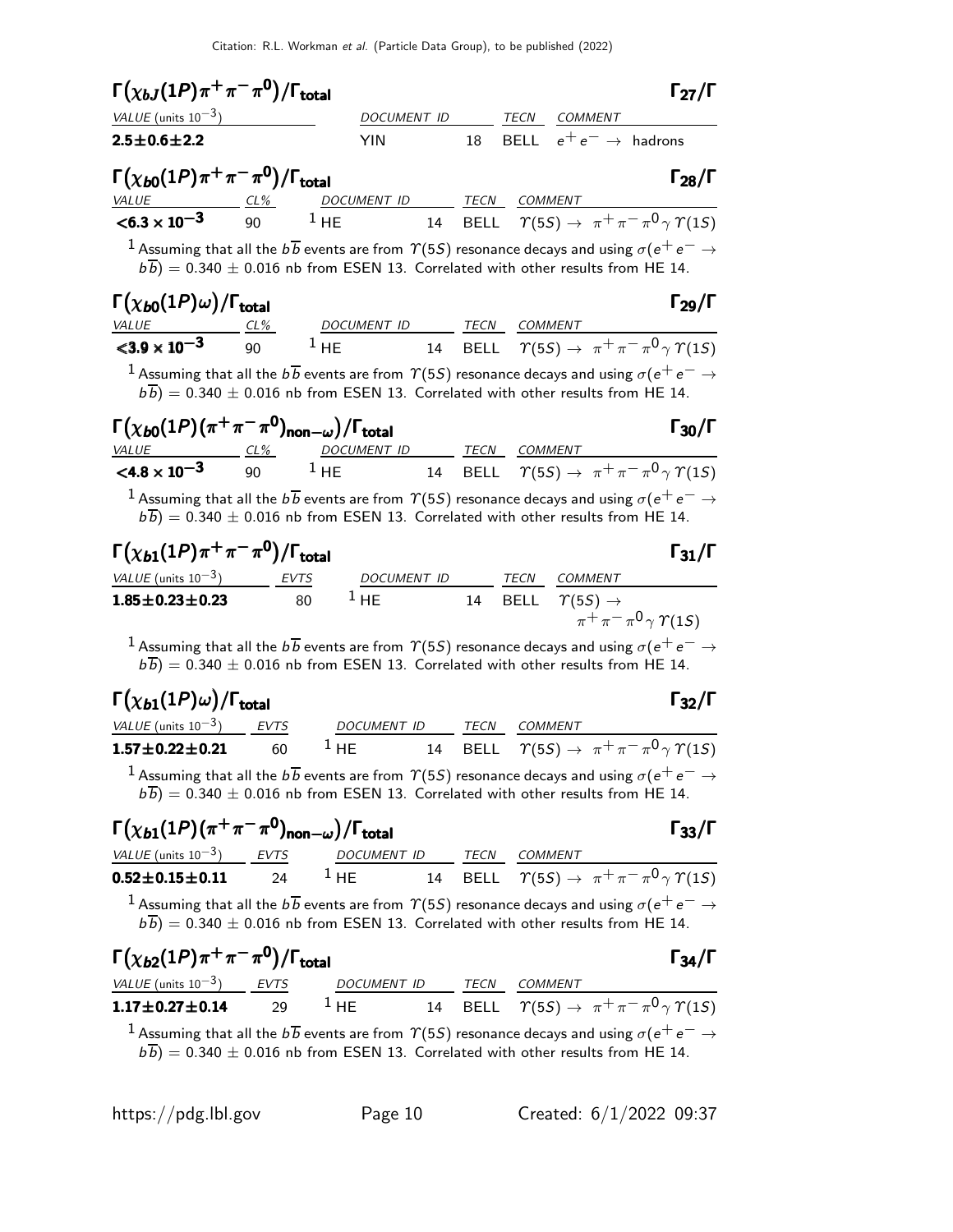### $\Gamma(\chi_{bJ}(1P)\pi^+\pi^-\pi^0)/\Gamma_{\text{total}}$ — $\Gamma_{27}/\Gamma$

| VALUE (units $10^{-3}$) | DOCUMENT ID | | TECN | COMMENT |
|---|---|---|---|---|
| **$2.5\pm0.6\pm2.2$** | YIN | 18 | BELL | $e^+e^- \to$ hadrons |

### $\Gamma(\chi_{b0}(1P)\pi^+\pi^-\pi^0)/\Gamma_{\text{total}}$ — $\Gamma_{28}/\Gamma$

| VALUE | CL% | DOCUMENT ID | | TECN | COMMENT |
|---|---|---|---|---|---|
| **$<6.3\times10^{-3}$** | 90 | [1] HE | 14 | BELL | $\Upsilon(5S) \to \pi^+\pi^-\pi^0\gamma\Upsilon(1S)$ |

[1] Assuming that all the $b\overline{b}$ events are from $\Upsilon(5S)$ resonance decays and using $\sigma(e^+e^- \to b\overline{b}) = 0.340 \pm 0.016$ nb from ESEN 13. Correlated with other results from HE 14.

### $\Gamma(\chi_{b0}(1P)\omega)/\Gamma_{\text{total}}$ — $\Gamma_{29}/\Gamma$

| VALUE | CL% | DOCUMENT ID | | TECN | COMMENT |
|---|---|---|---|---|---|
| **$<3.9\times10^{-3}$** | 90 | [1] HE | 14 | BELL | $\Upsilon(5S) \to \pi^+\pi^-\pi^0\gamma\Upsilon(1S)$ |

[1] Assuming that all the $b\overline{b}$ events are from $\Upsilon(5S)$ resonance decays and using $\sigma(e^+e^- \to b\overline{b}) = 0.340 \pm 0.016$ nb from ESEN 13. Correlated with other results from HE 14.

### $\Gamma(\chi_{b0}(1P)(\pi^+\pi^-\pi^0)_{\text{non}-\omega})/\Gamma_{\text{total}}$ — $\Gamma_{30}/\Gamma$

| VALUE | CL% | DOCUMENT ID | | TECN | COMMENT |
|---|---|---|---|---|---|
| **$<4.8\times10^{-3}$** | 90 | [1] HE | 14 | BELL | $\Upsilon(5S) \to \pi^+\pi^-\pi^0\gamma\Upsilon(1S)$ |

[1] Assuming that all the $b\overline{b}$ events are from $\Upsilon(5S)$ resonance decays and using $\sigma(e^+e^- \to b\overline{b}) = 0.340 \pm 0.016$ nb from ESEN 13. Correlated with other results from HE 14.

### $\Gamma(\chi_{b1}(1P)\pi^+\pi^-\pi^0)/\Gamma_{\text{total}}$ — $\Gamma_{31}/\Gamma$

| VALUE (units $10^{-3}$) | EVTS | DOCUMENT ID | | TECN | COMMENT |
|---|---|---|---|---|---|
| **$1.85\pm0.23\pm0.23$** | 80 | [1] HE | 14 | BELL | $\Upsilon(5S) \to \pi^+\pi^-\pi^0\gamma\Upsilon(1S)$ |

[1] Assuming that all the $b\overline{b}$ events are from $\Upsilon(5S)$ resonance decays and using $\sigma(e^+e^- \to b\overline{b}) = 0.340 \pm 0.016$ nb from ESEN 13. Correlated with other results from HE 14.

### $\Gamma(\chi_{b1}(1P)\omega)/\Gamma_{\text{total}}$ — $\Gamma_{32}/\Gamma$

| VALUE (units $10^{-3}$) | EVTS | DOCUMENT ID | | TECN | COMMENT |
|---|---|---|---|---|---|
| **$1.57\pm0.22\pm0.21$** | 60 | [1] HE | 14 | BELL | $\Upsilon(5S) \to \pi^+\pi^-\pi^0\gamma\Upsilon(1S)$ |

[1] Assuming that all the $b\overline{b}$ events are from $\Upsilon(5S)$ resonance decays and using $\sigma(e^+e^- \to b\overline{b}) = 0.340 \pm 0.016$ nb from ESEN 13. Correlated with other results from HE 14.

### $\Gamma(\chi_{b1}(1P)(\pi^+\pi^-\pi^0)_{\text{non}-\omega})/\Gamma_{\text{total}}$ — $\Gamma_{33}/\Gamma$

| VALUE (units $10^{-3}$) | EVTS | DOCUMENT ID | | TECN | COMMENT |
|---|---|---|---|---|---|
| **$0.52\pm0.15\pm0.11$** | 24 | [1] HE | 14 | BELL | $\Upsilon(5S) \to \pi^+\pi^-\pi^0\gamma\Upsilon(1S)$ |

[1] Assuming that all the $b\overline{b}$ events are from $\Upsilon(5S)$ resonance decays and using $\sigma(e^+e^- \to b\overline{b}) = 0.340 \pm 0.016$ nb from ESEN 13. Correlated with other results from HE 14.

### $\Gamma(\chi_{b2}(1P)\pi^+\pi^-\pi^0)/\Gamma_{\text{total}}$ — $\Gamma_{34}/\Gamma$

| VALUE (units $10^{-3}$) | EVTS | DOCUMENT ID | | TECN | COMMENT |
|---|---|---|---|---|---|
| **$1.17\pm0.27\pm0.14$** | 29 | [1] HE | 14 | BELL | $\Upsilon(5S) \to \pi^+\pi^-\pi^0\gamma\Upsilon(1S)$ |

[1] Assuming that all the $b\overline{b}$ events are from $\Upsilon(5S)$ resonance decays and using $\sigma(e^+e^- \to b\overline{b}) = 0.340 \pm 0.016$ nb from ESEN 13. Correlated with other results from HE 14.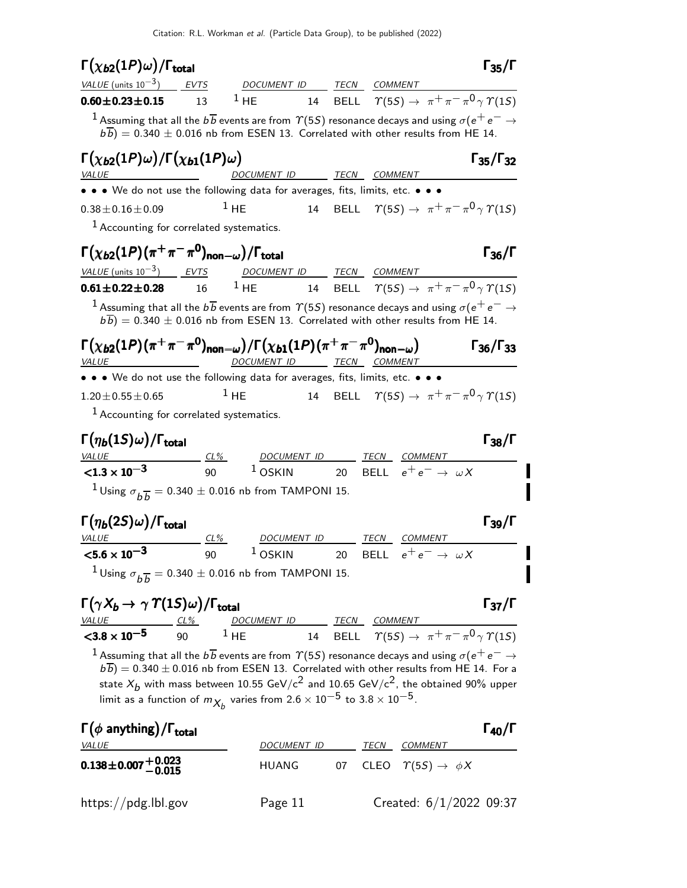### $\Gamma(\chi_{b2}(1P)\omega)/\Gamma_{\text{total}}$ — $\Gamma_{35}/\Gamma$

| VALUE (units $10^{-3}$) | EVTS | DOCUMENT ID | | TECN | COMMENT |
|---|---|---|---|---|---|
| **$0.60 \pm 0.23 \pm 0.15$** | 13 | [1] HE | 14 | BELL | $\Upsilon(5S) \to \pi^+\pi^-\pi^0\gamma\Upsilon(1S)$ |

[1] Assuming that all the $b\overline{b}$ events are from $\Upsilon(5S)$ resonance decays and using $\sigma(e^+e^- \to b\overline{b}) = 0.340 \pm 0.016$ nb from ESEN 13. Correlated with other results from HE 14.

### $\Gamma(\chi_{b2}(1P)\omega)/\Gamma(\chi_{b1}(1P)\omega)$ — $\Gamma_{35}/\Gamma_{32}$

| VALUE | DOCUMENT ID | | TECN | COMMENT |
|---|---|---|---|---|
| • • • We do not use the following data for averages, fits, limits, etc. • • • | | | | |
| $0.38 \pm 0.16 \pm 0.09$ | [1] HE | 14 | BELL | $\Upsilon(5S) \to \pi^+\pi^-\pi^0\gamma\Upsilon(1S)$ |

[1] Accounting for correlated systematics.

### $\Gamma(\chi_{b2}(1P)(\pi^+\pi^-\pi^0)_{\text{non}-\omega})/\Gamma_{\text{total}}$ — $\Gamma_{36}/\Gamma$

| VALUE (units $10^{-3}$) | EVTS | DOCUMENT ID | | TECN | COMMENT |
|---|---|---|---|---|---|
| **$0.61 \pm 0.22 \pm 0.28$** | 16 | [1] HE | 14 | BELL | $\Upsilon(5S) \to \pi^+\pi^-\pi^0\gamma\Upsilon(1S)$ |

[1] Assuming that all the $b\overline{b}$ events are from $\Upsilon(5S)$ resonance decays and using $\sigma(e^+e^- \to b\overline{b}) = 0.340 \pm 0.016$ nb from ESEN 13. Correlated with other results from HE 14.

### $\Gamma(\chi_{b2}(1P)(\pi^+\pi^-\pi^0)_{\text{non}-\omega})/\Gamma(\chi_{b1}(1P)(\pi^+\pi^-\pi^0)_{\text{non}-\omega})$ — $\Gamma_{36}/\Gamma_{33}$

| VALUE | DOCUMENT ID | | TECN | COMMENT |
|---|---|---|---|---|
| • • • We do not use the following data for averages, fits, limits, etc. • • • | | | | |
| $1.20 \pm 0.55 \pm 0.65$ | [1] HE | 14 | BELL | $\Upsilon(5S) \to \pi^+\pi^-\pi^0\gamma\Upsilon(1S)$ |

[1] Accounting for correlated systematics.

### $\Gamma(\eta_b(1S)\omega)/\Gamma_{\text{total}}$ — $\Gamma_{38}/\Gamma$

| VALUE | CL% | DOCUMENT ID | | TECN | COMMENT |
|---|---|---|---|---|---|
| **$<1.3 \times 10^{-3}$** | 90 | [1] OSKIN | 20 | BELL | $e^+e^- \to \omega X$ |

[1] Using $\sigma_{b\overline{b}} = 0.340 \pm 0.016$ nb from TAMPONI 15.

### $\Gamma(\eta_b(2S)\omega)/\Gamma_{\text{total}}$ — $\Gamma_{39}/\Gamma$

| VALUE | CL% | DOCUMENT ID | | TECN | COMMENT |
|---|---|---|---|---|---|
| **$<5.6 \times 10^{-3}$** | 90 | [1] OSKIN | 20 | BELL | $e^+e^- \to \omega X$ |

[1] Using $\sigma_{b\overline{b}} = 0.340 \pm 0.016$ nb from TAMPONI 15.

### $\Gamma(\gamma X_b \to \gamma\Upsilon(1S)\omega)/\Gamma_{\text{total}}$ — $\Gamma_{37}/\Gamma$

| VALUE | CL% | DOCUMENT ID | | TECN | COMMENT |
|---|---|---|---|---|---|
| **$<3.8 \times 10^{-5}$** | 90 | [1] HE | 14 | BELL | $\Upsilon(5S) \to \pi^+\pi^-\pi^0\gamma\Upsilon(1S)$ |

[1] Assuming that all the $b\overline{b}$ events are from $\Upsilon(5S)$ resonance decays and using $\sigma(e^+e^- \to b\overline{b}) = 0.340 \pm 0.016$ nb from ESEN 13. Correlated with other results from HE 14. For a state $X_b$ with mass between 10.55 GeV/$c^2$ and 10.65 GeV/$c^2$, the obtained 90% upper limit as a function of $m_{X_b}$ varies from $2.6 \times 10^{-5}$ to $3.8 \times 10^{-5}$.

### $\Gamma(\phi\ \text{anything})/\Gamma_{\text{total}}$ — $\Gamma_{40}/\Gamma$

| VALUE | DOCUMENT ID | | TECN | COMMENT |
|---|---|---|---|---|
| **$0.138 \pm 0.007^{+0.023}_{-0.015}$** | HUANG | 07 | CLEO | $\Upsilon(5S) \to \phi X$ |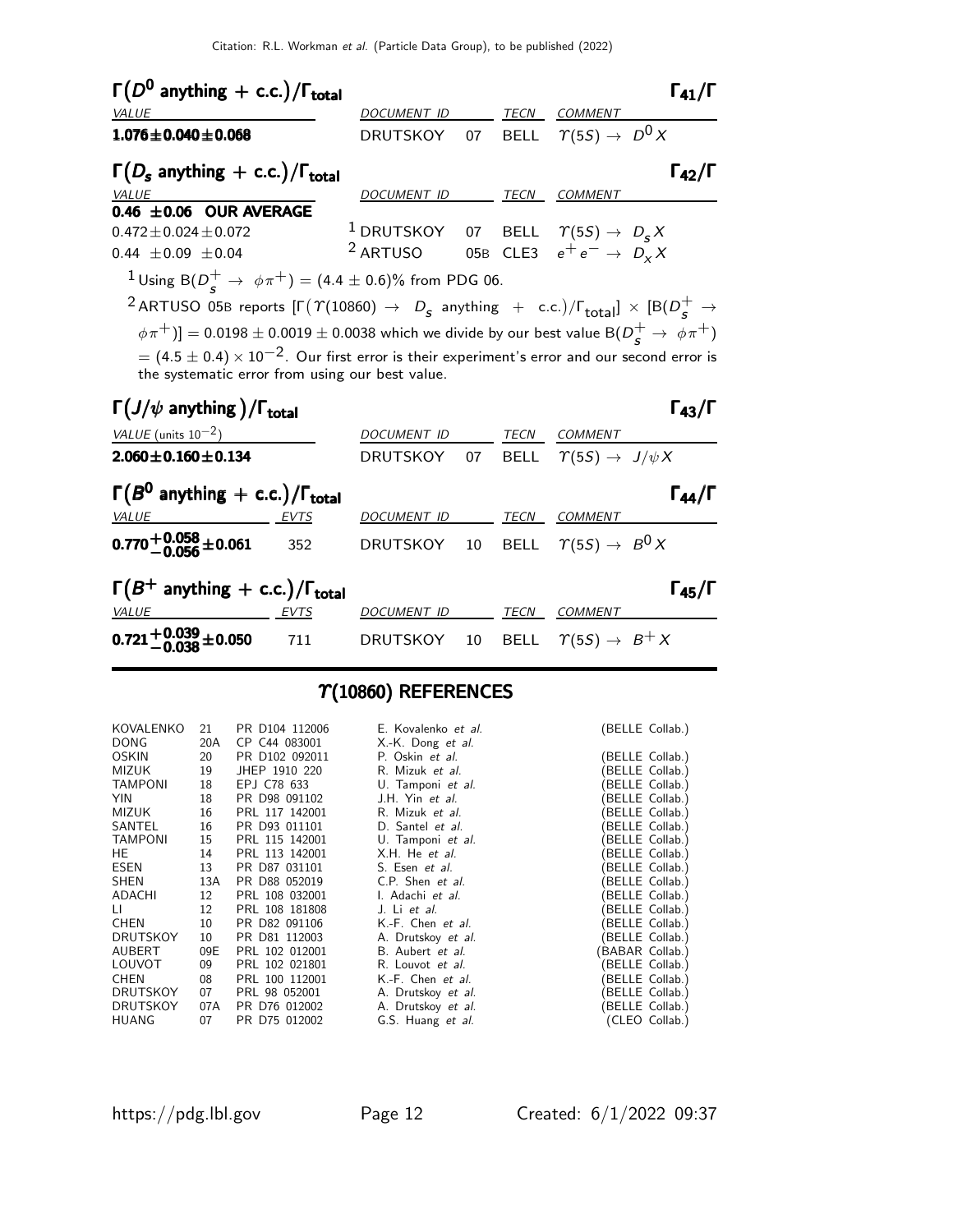### $\Gamma(D^0 \text{ anything} + \text{c.c.})/\Gamma_{\text{total}}$ — $\Gamma_{41}/\Gamma$

| VALUE | DOCUMENT ID | | TECN | COMMENT |
|---|---|---|---|---|
| **1.076±0.040±0.068** | DRUTSKOY | 07 | BELL | $\Upsilon(5S) \to D^0 X$ |

### $\Gamma(D_s \text{ anything} + \text{c.c.})/\Gamma_{\text{total}}$ — $\Gamma_{42}/\Gamma$

| VALUE | DOCUMENT ID | | TECN | COMMENT |
|---|---|---|---|---|
| **0.46 ±0.06 OUR AVERAGE** | | | | |
| 0.472±0.024±0.072 | [1] DRUTSKOY | 07 | BELL | $\Upsilon(5S) \to D_s X$ |
| 0.44 ±0.09 ±0.04 | [2] ARTUSO | 05B | CLE3 | $e^+e^- \to D_x X$ |

[1] Using $B(D_s^+ \to \phi\pi^+) = (4.4 \pm 0.6)\%$ from PDG 06.

[2] ARTUSO 05B reports $[\Gamma(\Upsilon(10860) \to D_s \text{ anything} + \text{c.c.})/\Gamma_{\text{total}}] \times [B(D_s^+ \to \phi\pi^+)] = 0.0198 \pm 0.0019 \pm 0.0038$ which we divide by our best value $B(D_s^+ \to \phi\pi^+) = (4.5 \pm 0.4) \times 10^{-2}$. Our first error is their experiment's error and our second error is the systematic error from using our best value.

### $\Gamma(J/\psi \text{ anything})/\Gamma_{\text{total}}$ — $\Gamma_{43}/\Gamma$

| VALUE (units $10^{-2}$) | DOCUMENT ID | | TECN | COMMENT |
|---|---|---|---|---|
| **2.060±0.160±0.134** | DRUTSKOY | 07 | BELL | $\Upsilon(5S) \to J/\psi X$ |

### $\Gamma(B^0 \text{ anything} + \text{c.c.})/\Gamma_{\text{total}}$ — $\Gamma_{44}/\Gamma$

| VALUE | EVTS | DOCUMENT ID | | TECN | COMMENT |
|---|---|---|---|---|---|
| $\mathbf{0.770^{+0.058}_{-0.056}\pm 0.061}$ | 352 | DRUTSKOY | 10 | BELL | $\Upsilon(5S) \to B^0 X$ |

### $\Gamma(B^+ \text{ anything} + \text{c.c.})/\Gamma_{\text{total}}$ — $\Gamma_{45}/\Gamma$

| VALUE | EVTS | DOCUMENT ID | | TECN | COMMENT |
|---|---|---|---|---|---|
| $\mathbf{0.721^{+0.039}_{-0.038}\pm 0.050}$ | 711 | DRUTSKOY | 10 | BELL | $\Upsilon(5S) \to B^+ X$ |

## $\Upsilon(10860)$ REFERENCES

| | | | | |
|---|---|---|---|---|
| KOVALENKO | 21 | PR D104 112006 | E. Kovalenko *et al.* | (BELLE Collab.) |
| DONG | 20A | CP C44 083001 | X.-K. Dong *et al.* | |
| OSKIN | 20 | PR D102 092011 | P. Oskin *et al.* | (BELLE Collab.) |
| MIZUK | 19 | JHEP 1910 220 | R. Mizuk *et al.* | (BELLE Collab.) |
| TAMPONI | 18 | EPJ C78 633 | U. Tamponi *et al.* | (BELLE Collab.) |
| YIN | 18 | PR D98 091102 | J.H. Yin *et al.* | (BELLE Collab.) |
| MIZUK | 16 | PRL 117 142001 | R. Mizuk *et al.* | (BELLE Collab.) |
| SANTEL | 16 | PR D93 011101 | D. Santel *et al.* | (BELLE Collab.) |
| TAMPONI | 15 | PRL 115 142001 | U. Tamponi *et al.* | (BELLE Collab.) |
| HE | 14 | PRL 113 142001 | X.H. He *et al.* | (BELLE Collab.) |
| ESEN | 13 | PR D87 031101 | S. Esen *et al.* | (BELLE Collab.) |
| SHEN | 13A | PR D88 052019 | C.P. Shen *et al.* | (BELLE Collab.) |
| ADACHI | 12 | PRL 108 032001 | I. Adachi *et al.* | (BELLE Collab.) |
| LI | 12 | PRL 108 181808 | J. Li *et al.* | (BELLE Collab.) |
| CHEN | 10 | PR D82 091106 | K.-F. Chen *et al.* | (BELLE Collab.) |
| DRUTSKOY | 10 | PR D81 112003 | A. Drutskoy *et al.* | (BELLE Collab.) |
| AUBERT | 09E | PRL 102 012001 | B. Aubert *et al.* | (BABAR Collab.) |
| LOUVOT | 09 | PRL 102 021801 | R. Louvot *et al.* | (BELLE Collab.) |
| CHEN | 08 | PRL 100 112001 | K.-F. Chen *et al.* | (BELLE Collab.) |
| DRUTSKOY | 07 | PRL 98 052001 | A. Drutskoy *et al.* | (BELLE Collab.) |
| DRUTSKOY | 07A | PR D76 012002 | A. Drutskoy *et al.* | (BELLE Collab.) |
| HUANG | 07 | PR D75 012002 | G.S. Huang *et al.* | (CLEO Collab.) |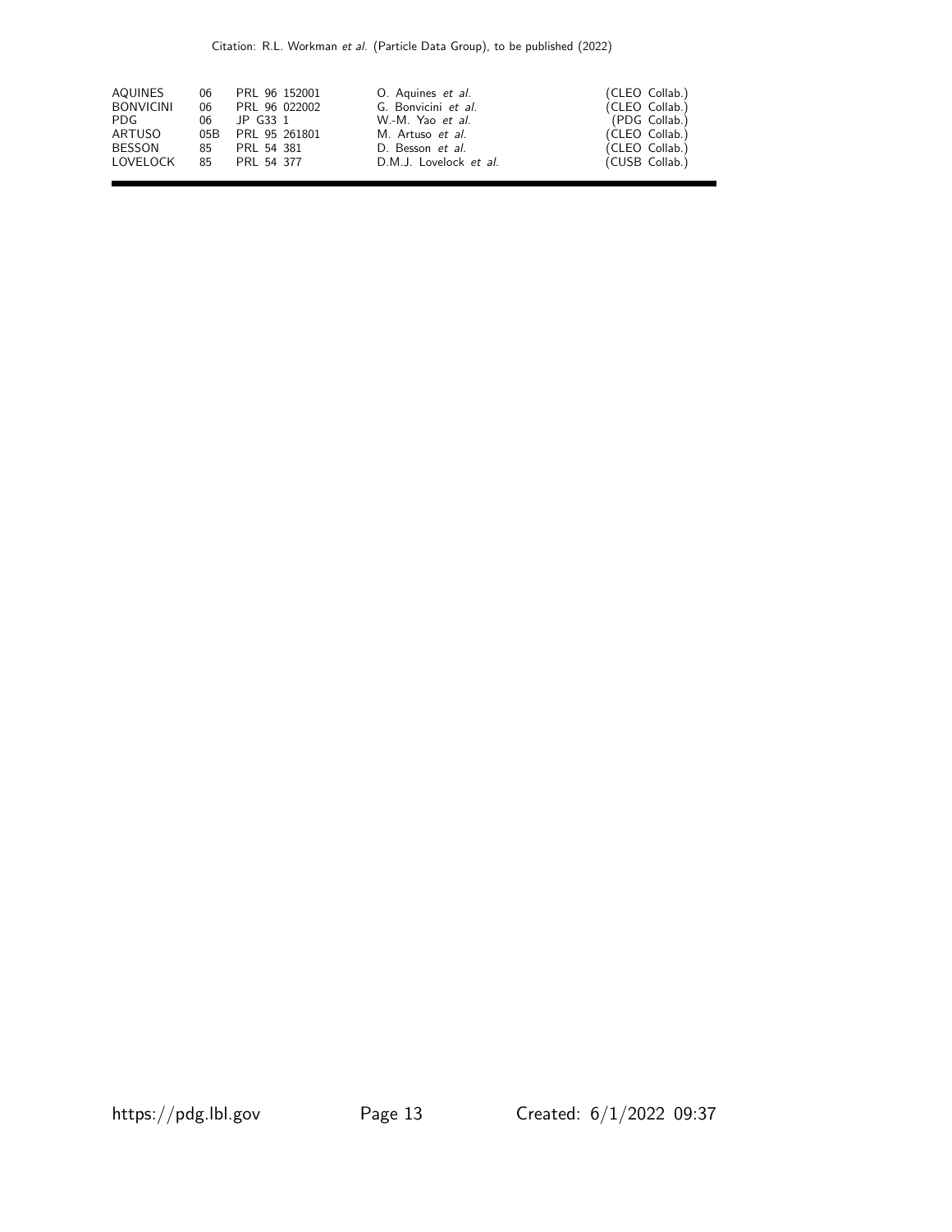| | | | | |
|---|---|---|---|---|
| AQUINES | 06 | PRL 96 152001 | O. Aquines *et al.* | (CLEO Collab.) |
| BONVICINI | 06 | PRL 96 022002 | G. Bonvicini *et al.* | (CLEO Collab.) |
| PDG | 06 | JP G33 1 | W.-M. Yao *et al.* | (PDG Collab.) |
| ARTUSO | 05B | PRL 95 261801 | M. Artuso *et al.* | (CLEO Collab.) |
| BESSON | 85 | PRL 54 381 | D. Besson *et al.* | (CLEO Collab.) |
| LOVELOCK | 85 | PRL 54 377 | D.M.J. Lovelock *et al.* | (CUSB Collab.) |